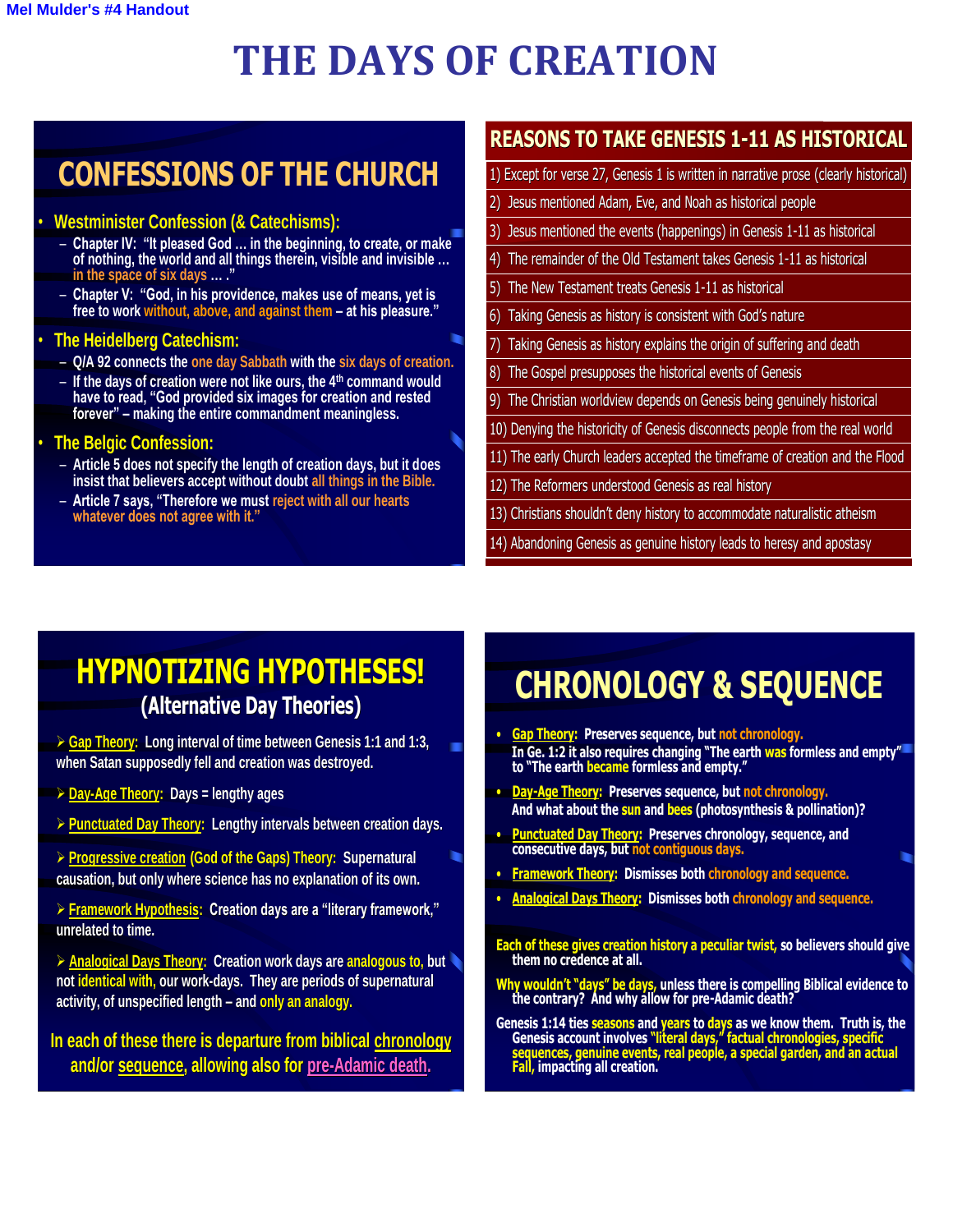Mel Mulder's #4 Handout

# THE DAYS OF CREATION

## CONFESSIONS OF THE CHURCH

- **Westminister Confession (& Catechisms):**
  - Chapter IV: "It pleased God … in the beginning, to create, or make of nothing, the world and all things therein, visible and invisible … in the space of six days … ."
  - Chapter V: "God, in his providence, makes use of means, yet is free to work without, above, and against them – at his pleasure."
- **The Heidelberg Catechism:**
  - Q/A 92 connects the one day Sabbath with the six days of creation.
  - If the days of creation were not like ours, the 4th command would have to read, "God provided six images for creation and rested forever" – making the entire commandment meaningless.
- **The Belgic Confession:**
  - Article 5 does not specify the length of creation days, but it does insist that believers accept without doubt all things in the Bible.
  - Article 7 says, "Therefore we must reject with all our hearts whatever does not agree with it."

## REASONS TO TAKE GENESIS 1-11 AS HISTORICAL

1) Except for verse 27, Genesis 1 is written in narrative prose (clearly historical)
2) Jesus mentioned Adam, Eve, and Noah as historical people
3) Jesus mentioned the events (happenings) in Genesis 1-11 as historical
4) The remainder of the Old Testament takes Genesis 1-11 as historical
5) The New Testament treats Genesis 1-11 as historical
6) Taking Genesis as history is consistent with God's nature
7) Taking Genesis as history explains the origin of suffering and death
8) The Gospel presupposes the historical events of Genesis
9) The Christian worldview depends on Genesis being genuinely historical
10) Denying the historicity of Genesis disconnects people from the real world
11) The early Church leaders accepted the timeframe of creation and the Flood
12) The Reformers understood Genesis as real history
13) Christians shouldn't deny history to accommodate naturalistic atheism
14) Abandoning Genesis as genuine history leads to heresy and apostasy

## HYPNOTIZING HYPOTHESES!

### (Alternative Day Theories)

- Gap Theory: Long interval of time between Genesis 1:1 and 1:3, when Satan supposedly fell and creation was destroyed.
- Day-Age Theory: Days = lengthy ages
- Punctuated Day Theory: Lengthy intervals between creation days.
- Progressive creation (God of the Gaps) Theory: Supernatural causation, but only where science has no explanation of its own.
- Framework Hypothesis: Creation days are a "literary framework," unrelated to time.
- Analogical Days Theory: Creation work days are analogous to, but not identical with, our work-days. They are periods of supernatural activity, of unspecified length – and only an analogy.

In each of these there is departure from biblical chronology and/or sequence, allowing also for pre-Adamic death.

## CHRONOLOGY & SEQUENCE

- **Gap Theory: Preserves sequence, but not chronology.** In Ge. 1:2 it also requires changing "The earth was formless and empty" to "The earth became formless and empty."
- **Day-Age Theory: Preserves sequence, but not chronology.** And what about the sun and bees (photosynthesis & pollination)?
- **Punctuated Day Theory: Preserves chronology, sequence, and consecutive days, but not contiguous days.**
- **Framework Theory: Dismisses both chronology and sequence.**
- **Analogical Days Theory: Dismisses both chronology and sequence.**

Each of these gives creation history a peculiar twist, so believers should give them no credence at all.

Why wouldn't "days" be days, unless there is compelling Biblical evidence to the contrary? And why allow for pre-Adamic death?

Genesis 1:14 ties seasons and years to days as we know them. Truth is, the Genesis account involves "literal days," factual chronologies, specific sequences, genuine events, real people, a special garden, and an actual Fall, impacting all creation.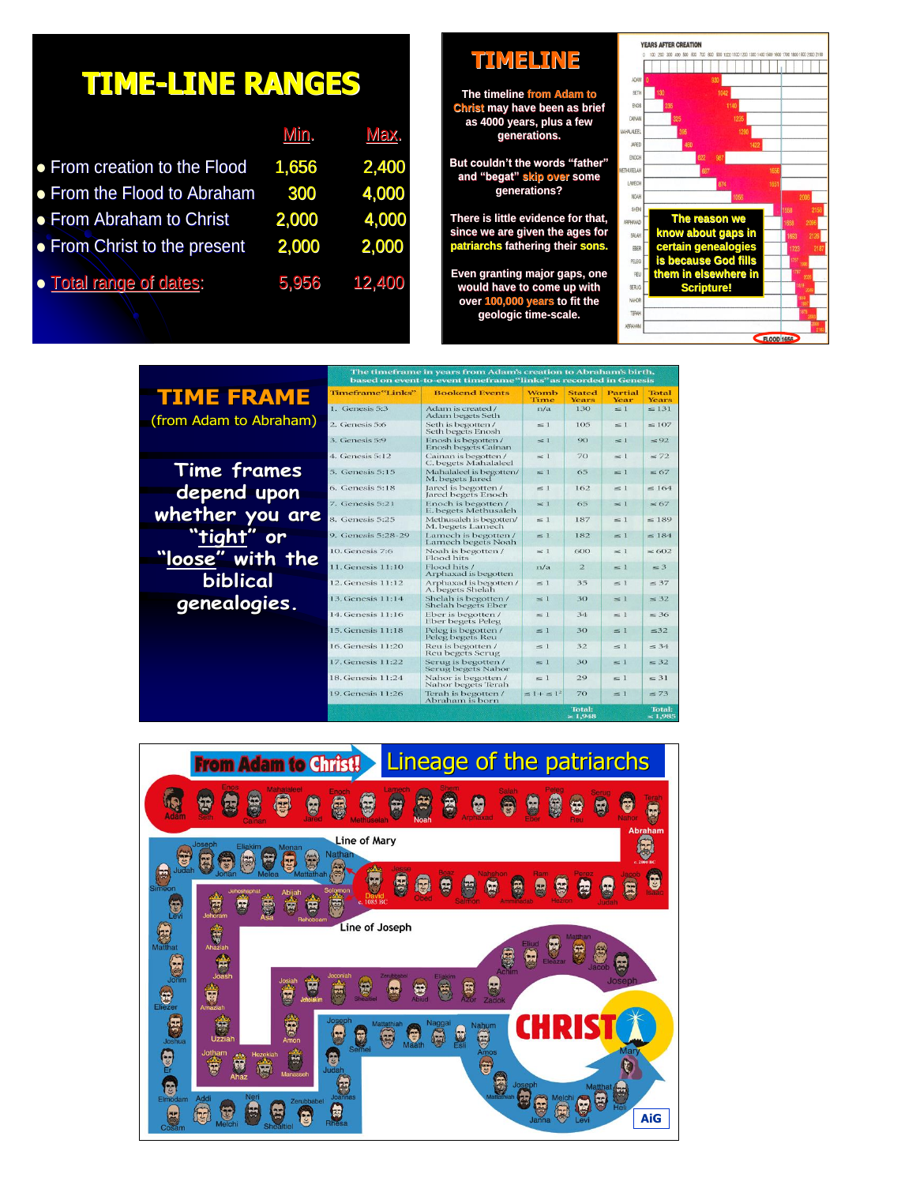# TIME-LINE RANGES

| | Min. | Max. |
|---|---|---|
| • From creation to the Flood | 1,656 | 2,400 |
| • From the Flood to Abraham | 300 | 4,000 |
| • From Abraham to Christ | 2,000 | 4,000 |
| • From Christ to the present | 2,000 | 2,000 |
| • Total range of dates: | 5,956 | 12,400 |

# TIMELINE

The timeline from Adam to Christ may have been as brief as 4000 years, plus a few generations.

But couldn't the words "father" and "begat" skip over some generations?

There is little evidence for that, since we are given the ages for patriarchs fathering their sons.

Even granting major gaps, one would have to come up with over 100,000 years to fit the geologic time-scale.

YEARS AFTER CREATION

ADAM, SETH, ENOS, CAINAN, MAHALALEEL, JARED, ENOCH, METHUSELAH, LAMECH, NOAH, SHEM, ARPHAXAD, SALAH, EBER, PELEG, REU, SERUG, NAHOR, TERAH, ABRAHAM

0, 930, 130, 1042, 235, 1140, 325, 1235, 395, 1290, 460, 1422, 622, 987, 687, 1656, 874, 1651, 1056, 2006, 1558, 2158, 1658, 2096, 1693, 2126, 1723, 2187

The reason we know about gaps in certain genealogies is because God fills them in elsewhere in Scripture!

FLOOD 1656

# TIME FRAME

(from Adam to Abraham)

Time frames depend upon whether you are "tight" or "loose" with the biblical genealogies.

The timeframe in years from Adam's creation to Abraham's birth, based on event-to-event timeframe "links" as recorded in Genesis

| Timeframe "Links" | Bookend Events | Womb Time | Stated Years | Partial Year | Total Years |
|---|---|---|---|---|---|
| 1. Genesis 5:3 | Adam is created / Adam begets Seth | n/a | 130 | ≤ 1 | ≤ 131 |
| 2. Genesis 5:6 | Seth is begotten / Seth begets Enosh | ≤ 1 | 105 | ≤ 1 | ≤ 107 |
| 3. Genesis 5:9 | Enosh is begotten / Enosh begets Cainan | ≤ 1 | 90 | ≤ 1 | ≤ 92 |
| 4. Genesis 5:12 | Cainan is begotten / C. begets Mahalaleel | ≤ 1 | 70 | ≤ 1 | ≤ 72 |
| 5. Genesis 5:15 | Mahalaleel is begotten / M. begets Jared | ≤ 1 | 65 | ≤ 1 | ≤ 67 |
| 6. Genesis 5:18 | Jared is begotten / Jared begets Enoch | ≤ 1 | 162 | ≤ 1 | ≤ 164 |
| 7. Genesis 5:21 | Enoch is begotten / E. begets Methusaleh | ≤ 1 | 65 | ≤ 1 | ≤ 67 |
| 8. Genesis 5:25 | Methusaleh is begotten / M. begets Lamech | ≤ 1 | 187 | ≤ 1 | ≤ 189 |
| 9. Genesis 5:28-29 | Lamech is begotten / Lamech begets Noah | ≤ 1 | 182 | ≤ 1 | ≤ 184 |
| 10. Genesis 7:6 | Noah is begotten / Flood hits | ≤ 1 | 600 | ≤ 1 | ≤ 602 |
| 11. Genesis 11:10 | Flood hits / Arphaxad is begotten | n/a | 2 | ≤ 1 | ≤ 3 |
| 12. Genesis 11:12 | Arphaxad is begotten / A. begets Shelah | ≤ 1 | 35 | ≤ 1 | ≤ 37 |
| 13. Genesis 11:14 | Shelah is begotten / Shelah begets Eber | ≤ 1 | 30 | ≤ 1 | ≤ 32 |
| 14. Genesis 11:16 | Eber is begotten / Eber begets Peleg | ≤ 1 | 34 | ≤ 1 | ≤ 36 |
| 15. Genesis 11:18 | Peleg is begotten / Peleg begets Reu | ≤ 1 | 30 | ≤ 1 | ≤32 |
| 16. Genesis 11:20 | Reu is begotten / Reu begets Serug | ≤ 1 | 32 | ≤ 1 | ≤ 34 |
| 17. Genesis 11:22 | Serug is begotten / Serug begets Nahor | ≤ 1 | 30 | ≤ 1 | ≤ 32 |
| 18. Genesis 11:24 | Nahor is begotten / Nahor begets Terah | ≤ 1 | 29 | ≤ 1 | ≤ 31 |
| 19. Genesis 11:26 | Terah is begotten / Abraham is born | ≤ 1 + ≤ 1[2] | 70 | ≤ 1 | ≤ 73 |
| | | | Total: ≥ 1,948 | | Total: ≤ 1,985 |

# From Adam to Christ! Lineage of the patriarchs

Adam, Seth, Enos, Cainan, Mahalaleel, Jared, Enoch, Methuselah, Lamech, Noah, Shem, Arphaxad, Salah, Eber, Peleg, Reu, Serug, Nahor, Terah, Abraham c. 2000 BC

Isaac, Jacob, Judah, Perez, Hezron, Ram, Amminadab, Nahshon, Salmon, Boaz, Obed, Jesse, David c. 1085 BC

Line of Mary: Nathan, Mattathah, Menan, Melea, Eliakim, Jonan, Joseph, Judah, Simeon, Levi, Matthat, Jorim, Eliezer, Joshua, Er, Elmodam, Cosam, Addi, Melchi, Neri, Shealtiel, Zerubbabel, Rhesa, Joannas, Judah, Joseph, Semei, Mattathiah, Maath, Naggai, Esli, Nahum, Amos, Mattathiah, Joseph, Janna, Melchi, Levi, Matthat, Heli, Mary

Line of Joseph: Solomon, Rehoboam, Abijah, Asa, Jehoshaphat, Jehoram, Ahaziah, Joash, Amaziah, Uzziah, Jotham, Ahaz, Hezekiah, Manasseh, Amon, Josiah, Jehoiakim, Jeconiah, Shealtiel, Zerubbabel, Abiud, Eliakim, Azor, Zadok, Achim, Eliud, Eleazar, Matthan, Jacob, Joseph

CHRIST

AiG